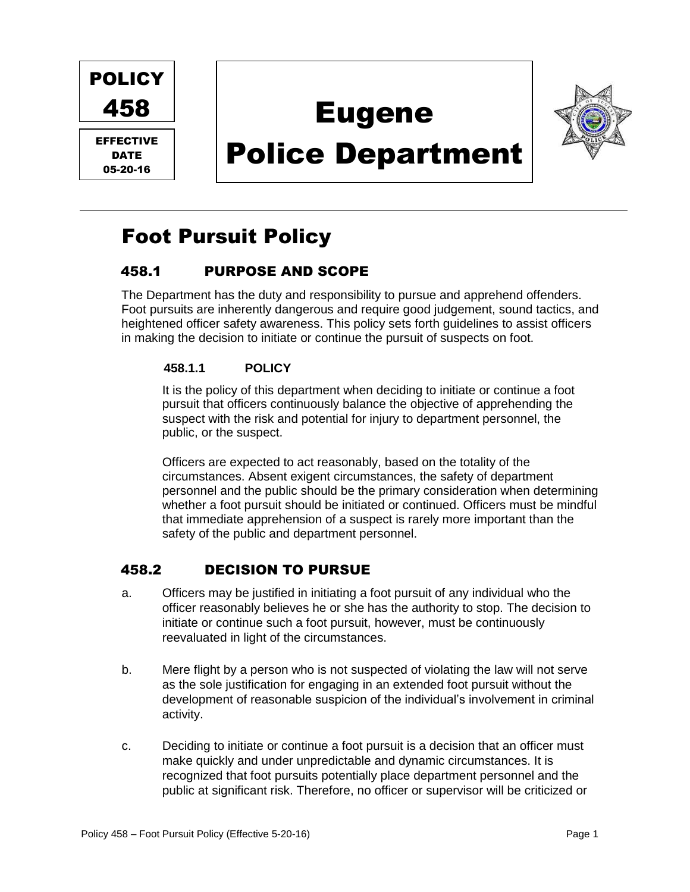POLICY 458

EFFECTIVE DATE 05-20-16

# Eugene Police Department

## Foot Pursuit Policy

### 458.1 PURPOSE AND SCOPE

The Department has the duty and responsibility to pursue and apprehend offenders. Foot pursuits are inherently dangerous and require good judgement, sound tactics, and heightened officer safety awareness. This policy sets forth guidelines to assist officers in making the decision to initiate or continue the pursuit of suspects on foot.

#### 458.1.1 POLICY

It is the policy of this department when deciding to initiate or continue a foot pursuit that officers continuously balance the objective of apprehending the suspect with the risk and potential for injury to department personnel, the public, or the suspect.

Officers are expected to act reasonably, based on the totality of the circumstances. Absent exigent circumstances, the safety of department personnel and the public should be the primary consideration when determining whether a foot pursuit should be initiated or continued. Officers must be mindful that immediate apprehension of a suspect is rarely more important than the safety of the public and department personnel.

### 458.2 DECISION TO PURSUE

a. Officers may be justified in initiating a foot pursuit of any individual who the officer reasonably believes he or she has the authority to stop. The decision to initiate or continue such a foot pursuit, however, must be continuously reevaluated in light of the circumstances.

b. Mere flight by a person who is not suspected of violating the law will not serve as the sole justification for engaging in an extended foot pursuit without the development of reasonable suspicion of the individual's involvement in criminal activity.

c. Deciding to initiate or continue a foot pursuit is a decision that an officer must make quickly and under unpredictable and dynamic circumstances. It is recognized that foot pursuits potentially place department personnel and the public at significant risk. Therefore, no officer or supervisor will be criticized or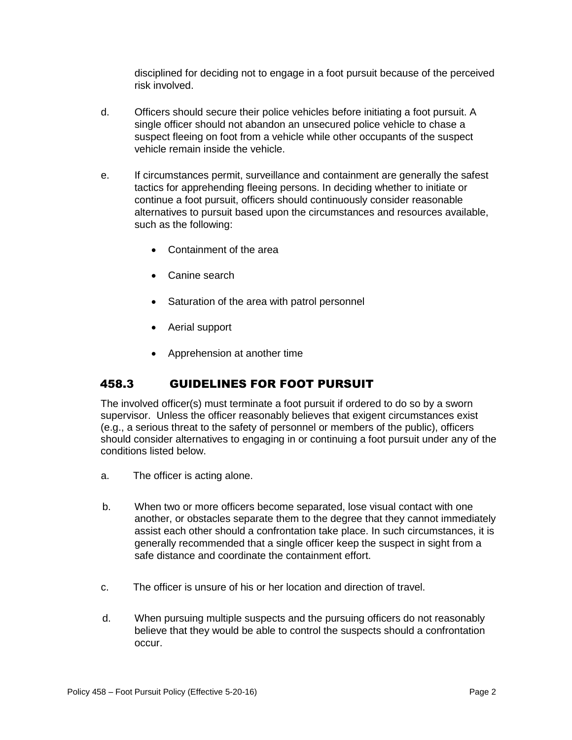disciplined for deciding not to engage in a foot pursuit because of the perceived risk involved.

d. Officers should secure their police vehicles before initiating a foot pursuit. A single officer should not abandon an unsecured police vehicle to chase a suspect fleeing on foot from a vehicle while other occupants of the suspect vehicle remain inside the vehicle.

e. If circumstances permit, surveillance and containment are generally the safest tactics for apprehending fleeing persons. In deciding whether to initiate or continue a foot pursuit, officers should continuously consider reasonable alternatives to pursuit based upon the circumstances and resources available, such as the following:

- Containment of the area
- Canine search
- Saturation of the area with patrol personnel
- Aerial support
- Apprehension at another time

## 458.3 GUIDELINES FOR FOOT PURSUIT

The involved officer(s) must terminate a foot pursuit if ordered to do so by a sworn supervisor. Unless the officer reasonably believes that exigent circumstances exist (e.g., a serious threat to the safety of personnel or members of the public), officers should consider alternatives to engaging in or continuing a foot pursuit under any of the conditions listed below.

a. The officer is acting alone.

b. When two or more officers become separated, lose visual contact with one another, or obstacles separate them to the degree that they cannot immediately assist each other should a confrontation take place. In such circumstances, it is generally recommended that a single officer keep the suspect in sight from a safe distance and coordinate the containment effort.

c. The officer is unsure of his or her location and direction of travel.

d. When pursuing multiple suspects and the pursuing officers do not reasonably believe that they would be able to control the suspects should a confrontation occur.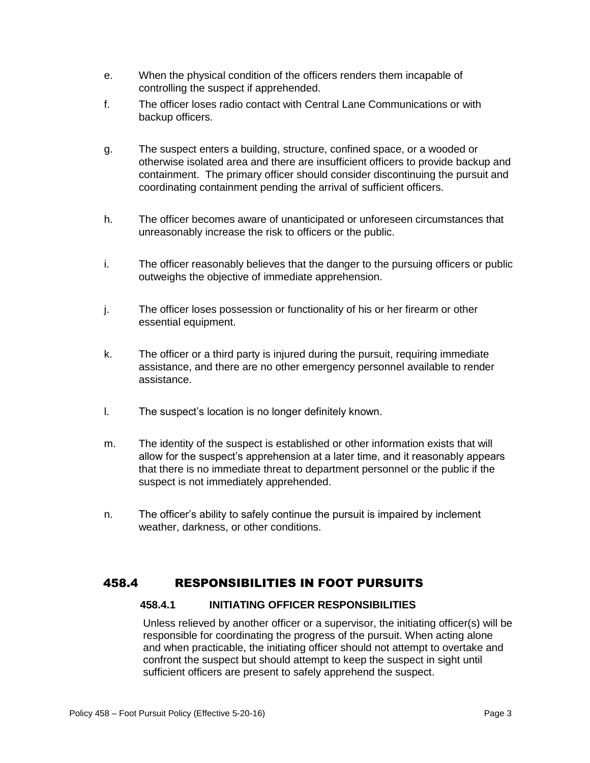e. When the physical condition of the officers renders them incapable of controlling the suspect if apprehended.

f. The officer loses radio contact with Central Lane Communications or with backup officers.

g. The suspect enters a building, structure, confined space, or a wooded or otherwise isolated area and there are insufficient officers to provide backup and containment. The primary officer should consider discontinuing the pursuit and coordinating containment pending the arrival of sufficient officers.

h. The officer becomes aware of unanticipated or unforeseen circumstances that unreasonably increase the risk to officers or the public.

i. The officer reasonably believes that the danger to the pursuing officers or public outweighs the objective of immediate apprehension.

j. The officer loses possession or functionality of his or her firearm or other essential equipment.

k. The officer or a third party is injured during the pursuit, requiring immediate assistance, and there are no other emergency personnel available to render assistance.

l. The suspect's location is no longer definitely known.

m. The identity of the suspect is established or other information exists that will allow for the suspect's apprehension at a later time, and it reasonably appears that there is no immediate threat to department personnel or the public if the suspect is not immediately apprehended.

n. The officer's ability to safely continue the pursuit is impaired by inclement weather, darkness, or other conditions.

## 458.4 RESPONSIBILITIES IN FOOT PURSUITS

### 458.4.1 INITIATING OFFICER RESPONSIBILITIES

Unless relieved by another officer or a supervisor, the initiating officer(s) will be responsible for coordinating the progress of the pursuit. When acting alone and when practicable, the initiating officer should not attempt to overtake and confront the suspect but should attempt to keep the suspect in sight until sufficient officers are present to safely apprehend the suspect.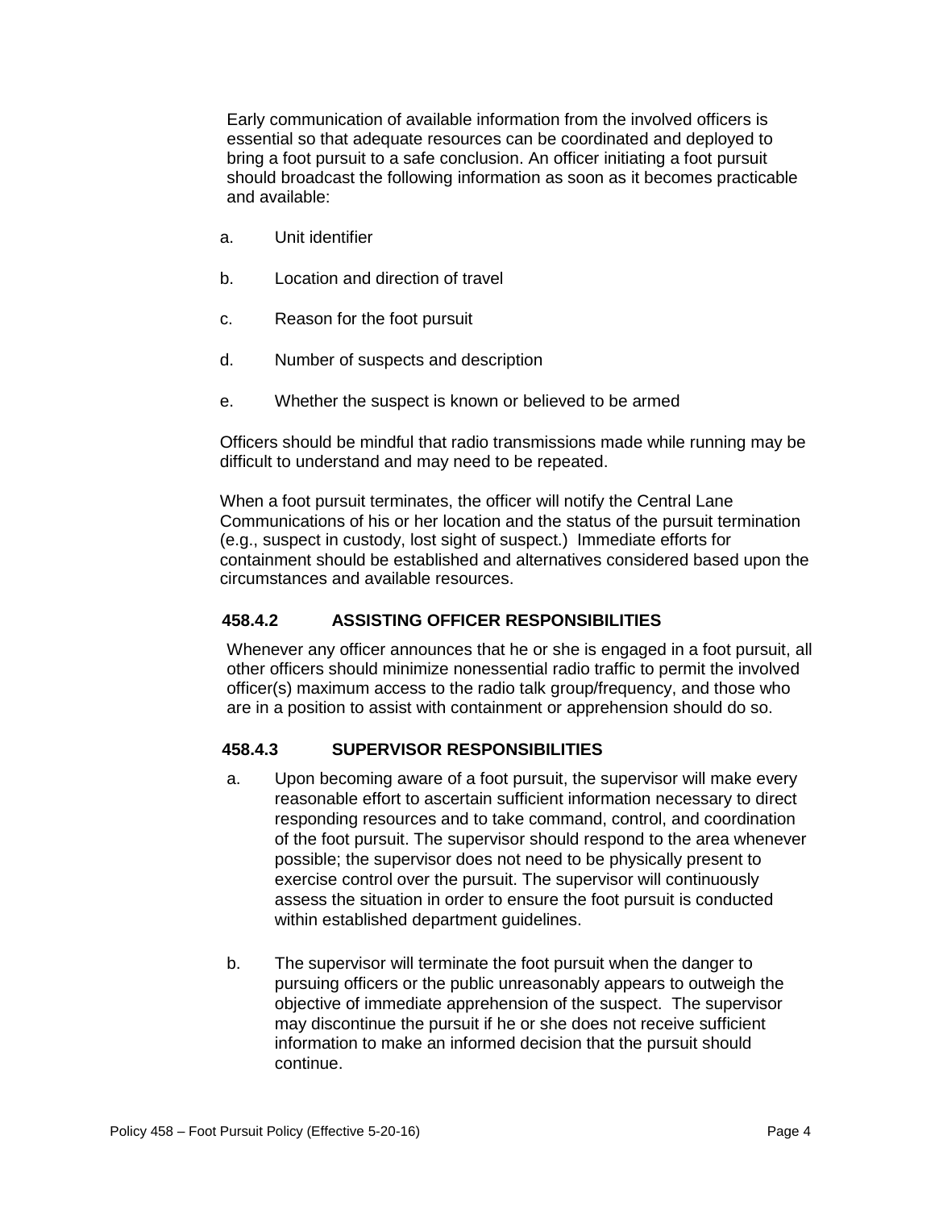Early communication of available information from the involved officers is essential so that adequate resources can be coordinated and deployed to bring a foot pursuit to a safe conclusion. An officer initiating a foot pursuit should broadcast the following information as soon as it becomes practicable and available:

a. Unit identifier

b. Location and direction of travel

c. Reason for the foot pursuit

d. Number of suspects and description

e. Whether the suspect is known or believed to be armed

Officers should be mindful that radio transmissions made while running may be difficult to understand and may need to be repeated.

When a foot pursuit terminates, the officer will notify the Central Lane Communications of his or her location and the status of the pursuit termination (e.g., suspect in custody, lost sight of suspect.) Immediate efforts for containment should be established and alternatives considered based upon the circumstances and available resources.

### 458.4.2 ASSISTING OFFICER RESPONSIBILITIES

Whenever any officer announces that he or she is engaged in a foot pursuit, all other officers should minimize nonessential radio traffic to permit the involved officer(s) maximum access to the radio talk group/frequency, and those who are in a position to assist with containment or apprehension should do so.

### 458.4.3 SUPERVISOR RESPONSIBILITIES

a. Upon becoming aware of a foot pursuit, the supervisor will make every reasonable effort to ascertain sufficient information necessary to direct responding resources and to take command, control, and coordination of the foot pursuit. The supervisor should respond to the area whenever possible; the supervisor does not need to be physically present to exercise control over the pursuit. The supervisor will continuously assess the situation in order to ensure the foot pursuit is conducted within established department guidelines.

b. The supervisor will terminate the foot pursuit when the danger to pursuing officers or the public unreasonably appears to outweigh the objective of immediate apprehension of the suspect. The supervisor may discontinue the pursuit if he or she does not receive sufficient information to make an informed decision that the pursuit should continue.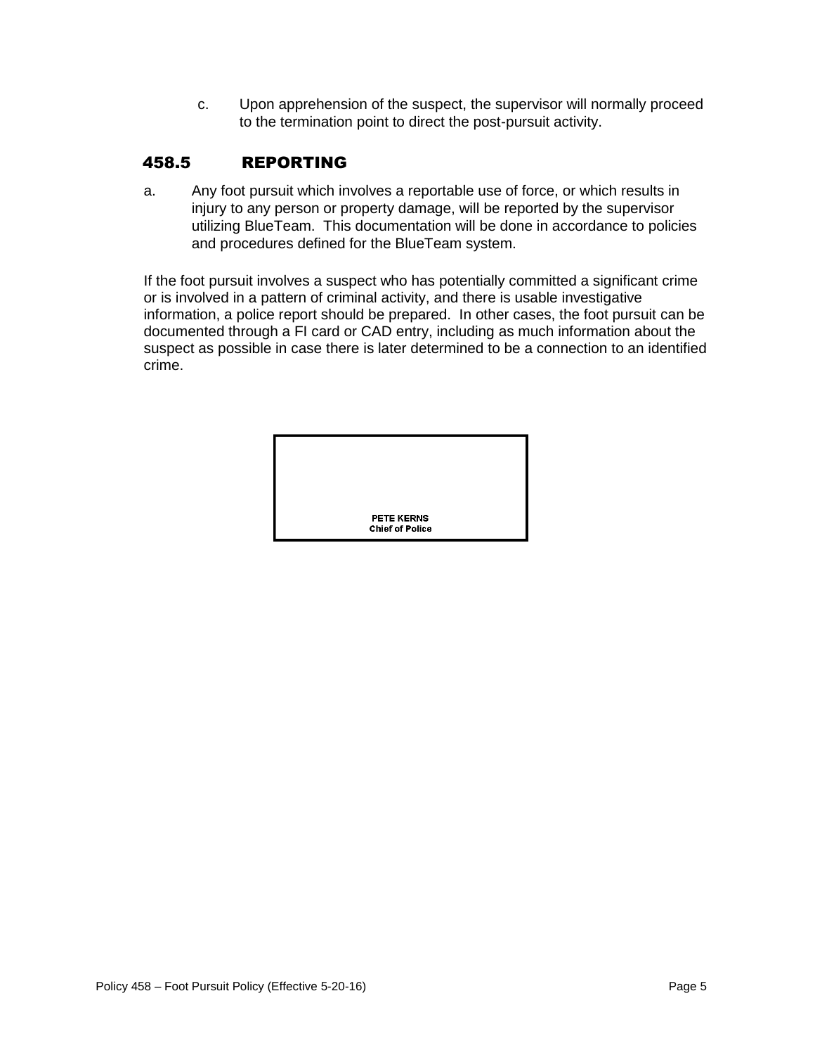c. Upon apprehension of the suspect, the supervisor will normally proceed to the termination point to direct the post-pursuit activity.

## 458.5 REPORTING

a. Any foot pursuit which involves a reportable use of force, or which results in injury to any person or property damage, will be reported by the supervisor utilizing BlueTeam. This documentation will be done in accordance to policies and procedures defined for the BlueTeam system.

If the foot pursuit involves a suspect who has potentially committed a significant crime or is involved in a pattern of criminal activity, and there is usable investigative information, a police report should be prepared. In other cases, the foot pursuit can be documented through a FI card or CAD entry, including as much information about the suspect as possible in case there is later determined to be a connection to an identified crime.

**PETE KERNS**
**Chief of Police**